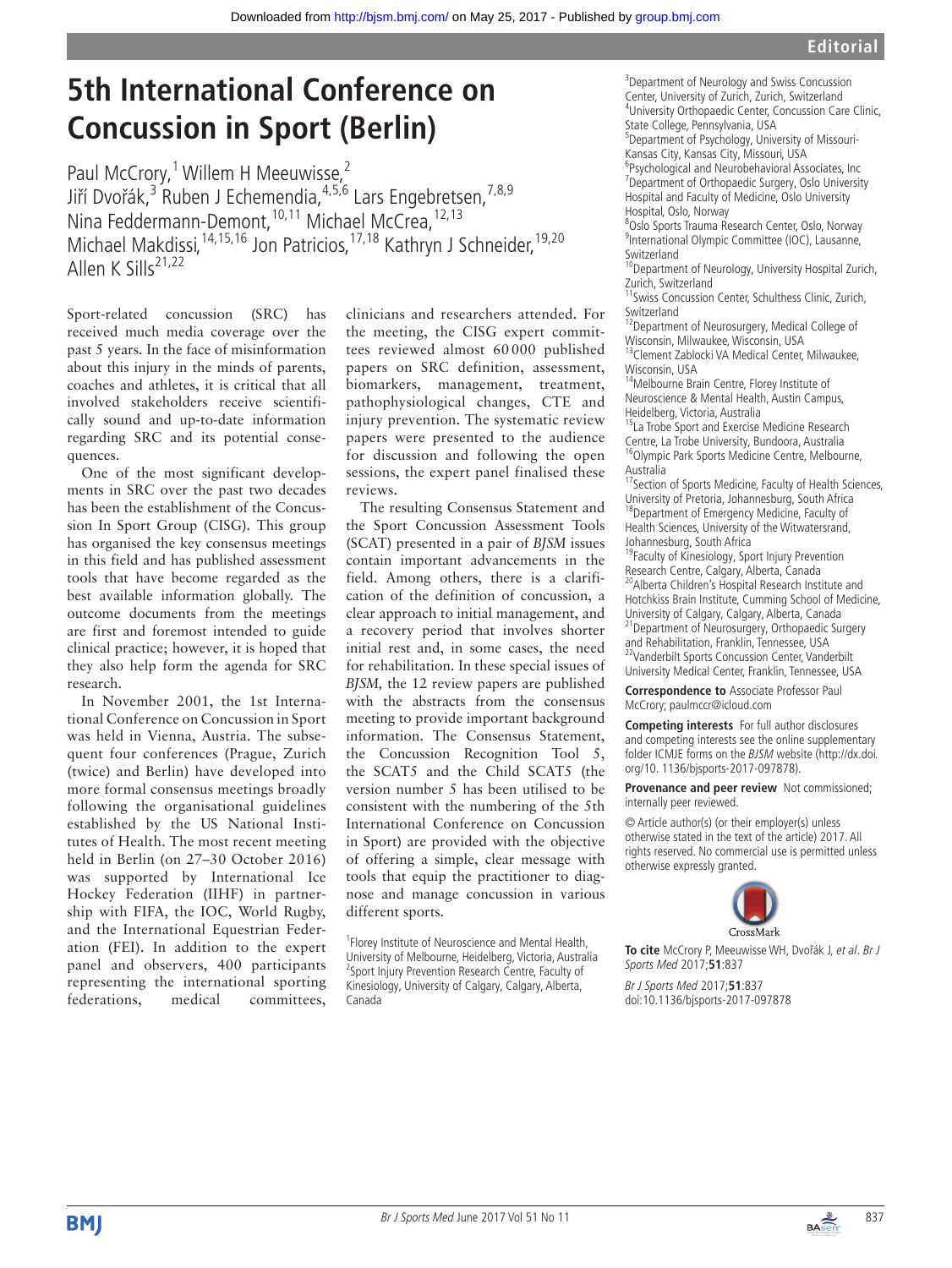Editorial

# 5th International Conference on Concussion in Sport (Berlin)

Paul McCrory,[1] Willem H Meeuwisse,[2] Jiří Dvořák,[3] Ruben J Echemendia,[4,5,6] Lars Engebretsen,[7,8,9] Nina Feddermann-Demont,[10,11] Michael McCrea,[12,13] Michael Makdissi,[14,15,16] Jon Patricios,[17,18] Kathryn J Schneider,[19,20] Allen K Sills[21,22]

Sport-related concussion (SRC) has received much media coverage over the past 5 years. In the face of misinformation about this injury in the minds of parents, coaches and athletes, it is critical that all involved stakeholders receive scientifically sound and up-to-date information regarding SRC and its potential consequences.

One of the most significant developments in SRC over the past two decades has been the establishment of the Concussion In Sport Group (CISG). This group has organised the key consensus meetings in this field and has published assessment tools that have become regarded as the best available information globally. The outcome documents from the meetings are first and foremost intended to guide clinical practice; however, it is hoped that they also help form the agenda for SRC research.

In November 2001, the 1st International Conference on Concussion in Sport was held in Vienna, Austria. The subsequent four conferences (Prague, Zurich (twice) and Berlin) have developed into more formal consensus meetings broadly following the organisational guidelines established by the US National Institutes of Health. The most recent meeting held in Berlin (on 27–30 October 2016) was supported by International Ice Hockey Federation (IIHF) in partnership with FIFA, the IOC, World Rugby, and the International Equestrian Federation (FEI). In addition to the expert panel and observers, 400 participants representing the international sporting federations, medical committees, clinicians and researchers attended. For the meeting, the CISG expert committees reviewed almost 60 000 published papers on SRC definition, assessment, biomarkers, management, treatment, pathophysiological changes, CTE and injury prevention. The systematic review papers were presented to the audience for discussion and following the open sessions, the expert panel finalised these reviews.

The resulting Consensus Statement and the Sport Concussion Assessment Tools (SCAT) presented in a pair of *BJSM* issues contain important advancements in the field. Among others, there is a clarification of the definition of concussion, a clear approach to initial management, and a recovery period that involves shorter initial rest and, in some cases, the need for rehabilitation. In these special issues of *BJSM*, the 12 review papers are published with the abstracts from the consensus meeting to provide important background information. The Consensus Statement, the Concussion Recognition Tool 5, the SCAT5 and the Child SCAT5 (the version number 5 has been utilised to be consistent with the numbering of the 5th International Conference on Concussion in Sport) are provided with the objective of offering a simple, clear message with tools that equip the practitioner to diagnose and manage concussion in various different sports.

[1]Florey Institute of Neuroscience and Mental Health, University of Melbourne, Heidelberg, Victoria, Australia
[2]Sport Injury Prevention Research Centre, Faculty of Kinesiology, University of Calgary, Calgary, Alberta, Canada
[3]Department of Neurology and Swiss Concussion Center, University of Zurich, Zurich, Switzerland
[4]University Orthopaedic Center, Concussion Care Clinic, State College, Pennsylvania, USA
[5]Department of Psychology, University of Missouri-Kansas City, Kansas City, Missouri, USA
[6]Psychological and Neurobehavioral Associates, Inc
[7]Department of Orthopaedic Surgery, Oslo University Hospital and Faculty of Medicine, Oslo University Hospital, Oslo, Norway
[8]Oslo Sports Trauma Research Center, Oslo, Norway
[9]International Olympic Committee (IOC), Lausanne, Switzerland
[10]Department of Neurology, University Hospital Zurich, Zurich, Switzerland
[11]Swiss Concussion Center, Schulthess Clinic, Zurich, Switzerland
[12]Department of Neurosurgery, Medical College of Wisconsin, Milwaukee, Wisconsin, USA
[13]Clement Zablocki VA Medical Center, Milwaukee, Wisconsin, USA
[14]Melbourne Brain Centre, Florey Institute of Neuroscience & Mental Health, Austin Campus, Heidelberg, Victoria, Australia
[15]La Trobe Sport and Exercise Medicine Research Centre, La Trobe University, Bundoora, Australia
[16]Olympic Park Sports Medicine Centre, Melbourne, Australia
[17]Section of Sports Medicine, Faculty of Health Sciences, University of Pretoria, Johannesburg, South Africa
[18]Department of Emergency Medicine, Faculty of Health Sciences, University of the Witwatersrand, Johannesburg, South Africa
[19]Faculty of Kinesiology, Sport Injury Prevention Research Centre, Calgary, Alberta, Canada
[20]Alberta Children's Hospital Research Institute and Hotchkiss Brain Institute, Cumming School of Medicine, University of Calgary, Calgary, Alberta, Canada
[21]Department of Neurosurgery, Orthopaedic Surgery and Rehabilitation, Franklin, Tennessee, USA
[22]Vanderbilt Sports Concussion Center, Vanderbilt University Medical Center, Franklin, Tennessee, USA

**Correspondence to** Associate Professor Paul McCrory; paulmccr@icloud.com

**Competing interests** For full author disclosures and competing interests see the online supplementary folder ICMJE forms on the *BJSM* website (http://dx.doi.org/10. 1136/bjsports-2017-097878).

**Provenance and peer review** Not commissioned; internally peer reviewed.

© Article author(s) (or their employer(s) unless otherwise stated in the text of the article) 2017. All rights reserved. No commercial use is permitted unless otherwise expressly granted.

**To cite** McCrory P, Meeuwisse WH, Dvořák J, *et al*. *Br J Sports Med* 2017;**51**:837

*Br J Sports Med* 2017;**51**:837
doi:10.1136/bjsports-2017-097878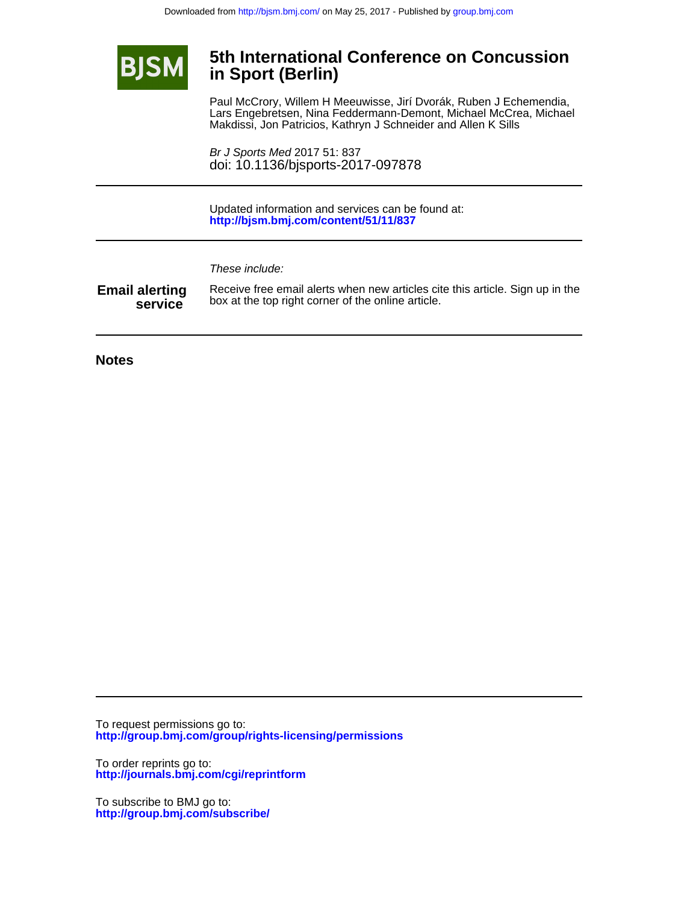Downloaded from http://bjsm.bmj.com/ on May 25, 2017 - Published by group.bmj.com

BJSM

# 5th International Conference on Concussion in Sport (Berlin)

Paul McCrory, Willem H Meeuwisse, Jirí Dvorák, Ruben J Echemendia, Lars Engebretsen, Nina Feddermann-Demont, Michael McCrea, Michael Makdissi, Jon Patricios, Kathryn J Schneider and Allen K Sills

*Br J Sports Med* 2017 51: 837
doi: 10.1136/bjsports-2017-097878

Updated information and services can be found at:
**http://bjsm.bmj.com/content/51/11/837**

*These include:*

**Email alerting service**

Receive free email alerts when new articles cite this article. Sign up in the box at the top right corner of the online article.

## Notes

To request permissions go to:
**http://group.bmj.com/group/rights-licensing/permissions**

To order reprints go to:
**http://journals.bmj.com/cgi/reprintform**

To subscribe to BMJ go to:
**http://group.bmj.com/subscribe/**